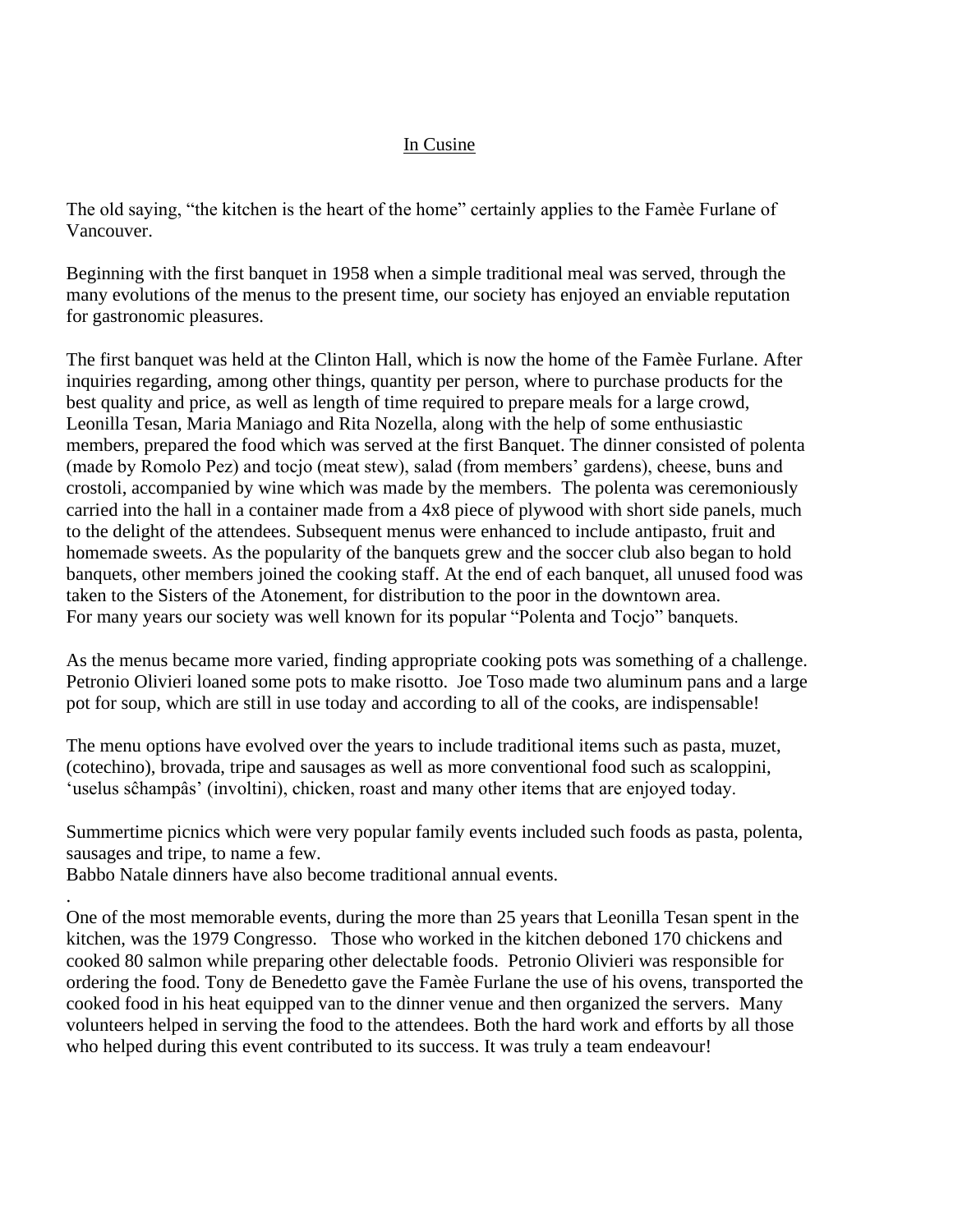## In Cusine

The old saying, "the kitchen is the heart of the home" certainly applies to the Famèe Furlane of Vancouver.

Beginning with the first banquet in 1958 when a simple traditional meal was served, through the many evolutions of the menus to the present time, our society has enjoyed an enviable reputation for gastronomic pleasures.

The first banquet was held at the Clinton Hall, which is now the home of the Famèe Furlane. After inquiries regarding, among other things, quantity per person, where to purchase products for the best quality and price, as well as length of time required to prepare meals for a large crowd, Leonilla Tesan, Maria Maniago and Rita Nozella, along with the help of some enthusiastic members, prepared the food which was served at the first Banquet. The dinner consisted of polenta (made by Romolo Pez) and tocjo (meat stew), salad (from members' gardens), cheese, buns and crostoli, accompanied by wine which was made by the members. The polenta was ceremoniously carried into the hall in a container made from a 4x8 piece of plywood with short side panels, much to the delight of the attendees. Subsequent menus were enhanced to include antipasto, fruit and homemade sweets. As the popularity of the banquets grew and the soccer club also began to hold banquets, other members joined the cooking staff. At the end of each banquet, all unused food was taken to the Sisters of the Atonement, for distribution to the poor in the downtown area.
For many years our society was well known for its popular "Polenta and Tocjo" banquets.

As the menus became more varied, finding appropriate cooking pots was something of a challenge. Petronio Olivieri loaned some pots to make risotto. Joe Toso made two aluminum pans and a large pot for soup, which are still in use today and according to all of the cooks, are indispensable!

The menu options have evolved over the years to include traditional items such as pasta, muzet, (cotechino), brovada, tripe and sausages as well as more conventional food such as scaloppini, 'uselus sĉhampâs' (involtini), chicken, roast and many other items that are enjoyed today.

Summertime picnics which were very popular family events included such foods as pasta, polenta, sausages and tripe, to name a few.
Babbo Natale dinners have also become traditional annual events.

One of the most memorable events, during the more than 25 years that Leonilla Tesan spent in the kitchen, was the 1979 Congresso. Those who worked in the kitchen deboned 170 chickens and cooked 80 salmon while preparing other delectable foods. Petronio Olivieri was responsible for ordering the food. Tony de Benedetto gave the Famèe Furlane the use of his ovens, transported the cooked food in his heat equipped van to the dinner venue and then organized the servers. Many volunteers helped in serving the food to the attendees. Both the hard work and efforts by all those who helped during this event contributed to its success. It was truly a team endeavour!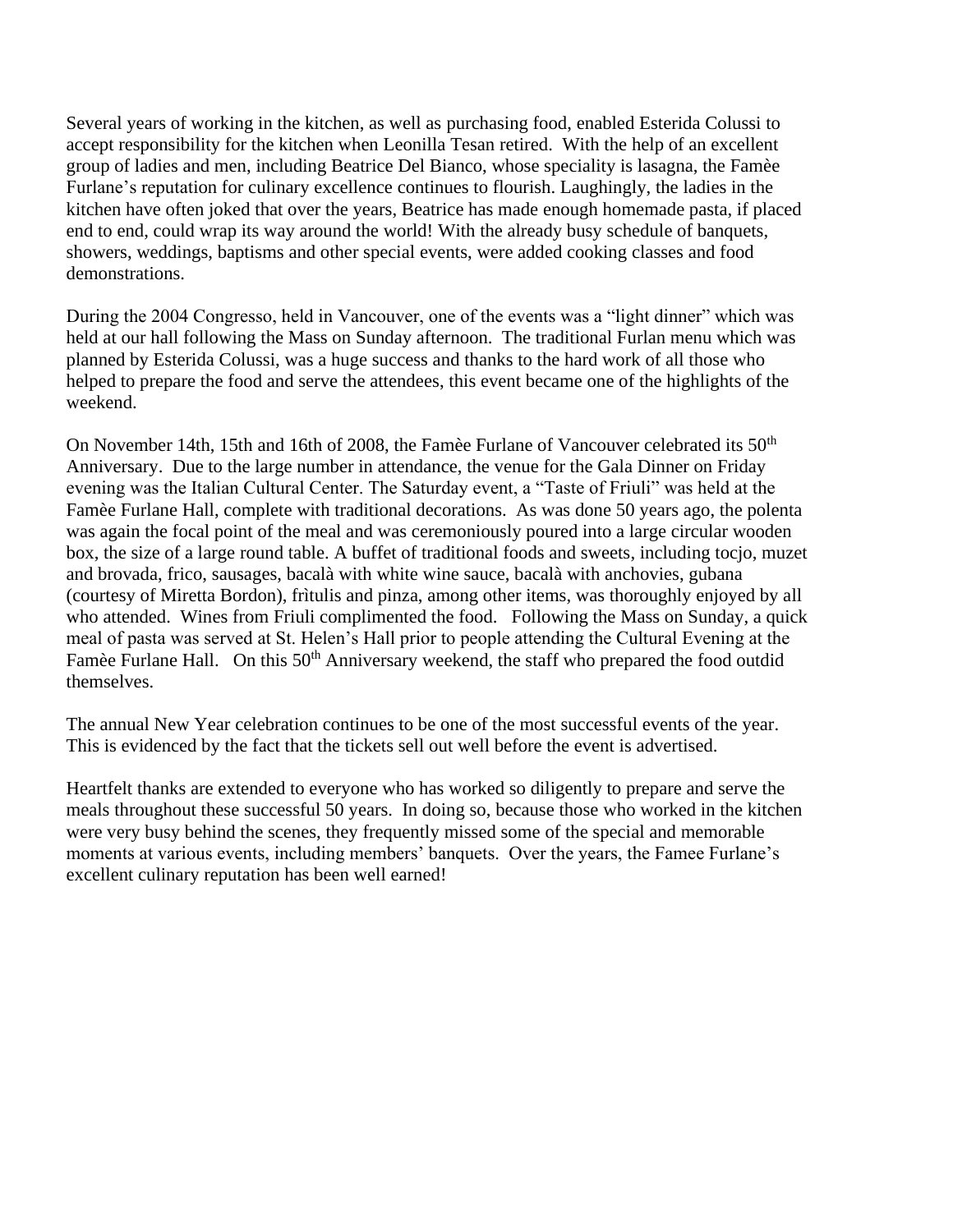Several years of working in the kitchen, as well as purchasing food, enabled Esterida Colussi to accept responsibility for the kitchen when Leonilla Tesan retired. With the help of an excellent group of ladies and men, including Beatrice Del Bianco, whose speciality is lasagna, the Famèe Furlane's reputation for culinary excellence continues to flourish. Laughingly, the ladies in the kitchen have often joked that over the years, Beatrice has made enough homemade pasta, if placed end to end, could wrap its way around the world! With the already busy schedule of banquets, showers, weddings, baptisms and other special events, were added cooking classes and food demonstrations.

During the 2004 Congresso, held in Vancouver, one of the events was a "light dinner" which was held at our hall following the Mass on Sunday afternoon. The traditional Furlan menu which was planned by Esterida Colussi, was a huge success and thanks to the hard work of all those who helped to prepare the food and serve the attendees, this event became one of the highlights of the weekend.

On November 14th, 15th and 16th of 2008, the Famèe Furlane of Vancouver celebrated its 50th Anniversary. Due to the large number in attendance, the venue for the Gala Dinner on Friday evening was the Italian Cultural Center. The Saturday event, a "Taste of Friuli" was held at the Famèe Furlane Hall, complete with traditional decorations. As was done 50 years ago, the polenta was again the focal point of the meal and was ceremoniously poured into a large circular wooden box, the size of a large round table. A buffet of traditional foods and sweets, including tocjo, muzet and brovada, frico, sausages, bacalà with white wine sauce, bacalà with anchovies, gubana (courtesy of Miretta Bordon), frìtulis and pinza, among other items, was thoroughly enjoyed by all who attended. Wines from Friuli complimented the food. Following the Mass on Sunday, a quick meal of pasta was served at St. Helen's Hall prior to people attending the Cultural Evening at the Famèe Furlane Hall. On this 50th Anniversary weekend, the staff who prepared the food outdid themselves.

The annual New Year celebration continues to be one of the most successful events of the year. This is evidenced by the fact that the tickets sell out well before the event is advertised.

Heartfelt thanks are extended to everyone who has worked so diligently to prepare and serve the meals throughout these successful 50 years. In doing so, because those who worked in the kitchen were very busy behind the scenes, they frequently missed some of the special and memorable moments at various events, including members' banquets. Over the years, the Famee Furlane's excellent culinary reputation has been well earned!